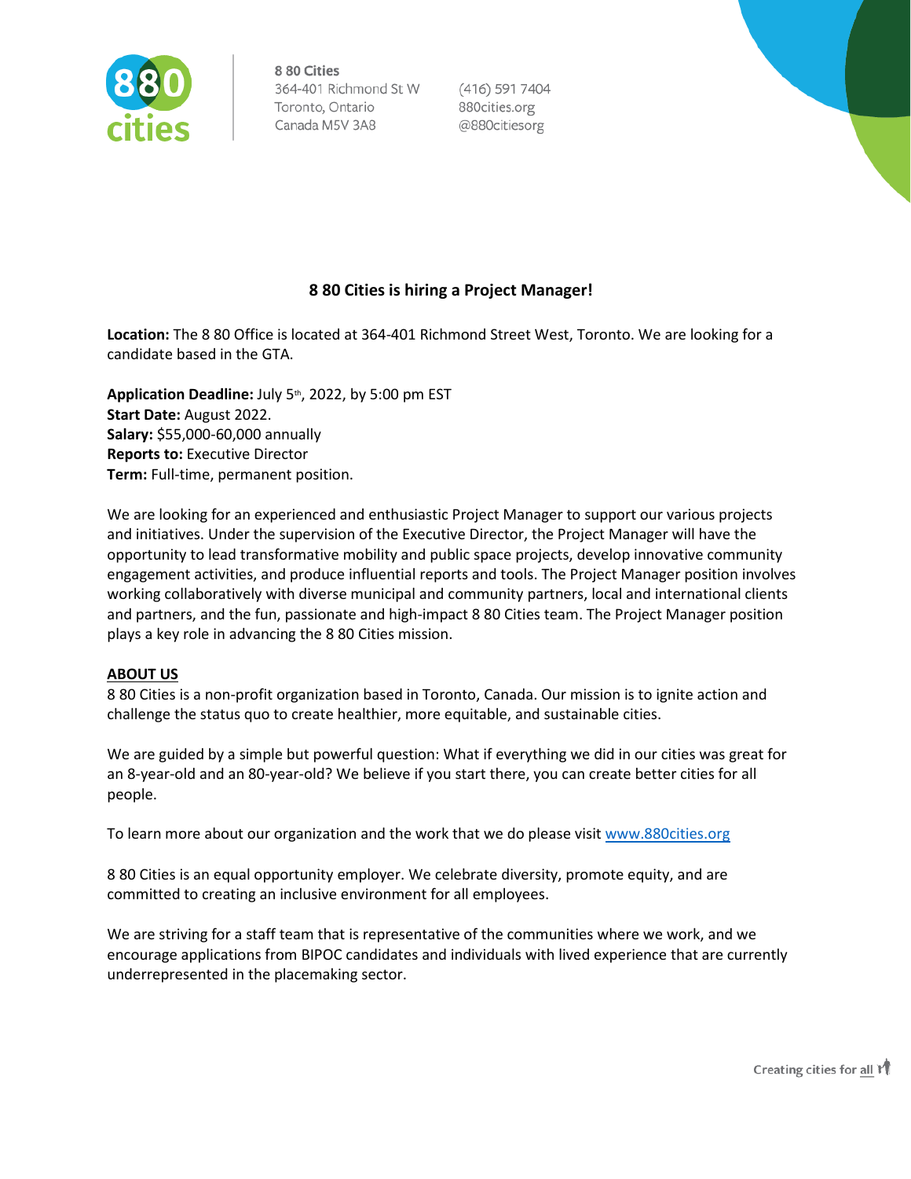8 80 Cities
364-401 Richmond St W
Toronto, Ontario
Canada M5V 3A8

(416) 591 7404
880cities.org
@880citiesorg

# 8 80 Cities is hiring a Project Manager!

**Location:** The 8 80 Office is located at 364-401 Richmond Street West, Toronto. We are looking for a candidate based in the GTA.

**Application Deadline:** July 5th, 2022, by 5:00 pm EST
**Start Date:** August 2022.
**Salary:** $55,000-60,000 annually
**Reports to:** Executive Director
**Term:** Full-time, permanent position.

We are looking for an experienced and enthusiastic Project Manager to support our various projects and initiatives. Under the supervision of the Executive Director, the Project Manager will have the opportunity to lead transformative mobility and public space projects, develop innovative community engagement activities, and produce influential reports and tools. The Project Manager position involves working collaboratively with diverse municipal and community partners, local and international clients and partners, and the fun, passionate and high-impact 8 80 Cities team. The Project Manager position plays a key role in advancing the 8 80 Cities mission.

## ABOUT US

8 80 Cities is a non-profit organization based in Toronto, Canada. Our mission is to ignite action and challenge the status quo to create healthier, more equitable, and sustainable cities.

We are guided by a simple but powerful question: What if everything we did in our cities was great for an 8-year-old and an 80-year-old? We believe if you start there, you can create better cities for all people.

To learn more about our organization and the work that we do please visit [www.880cities.org](www.880cities.org)

8 80 Cities is an equal opportunity employer. We celebrate diversity, promote equity, and are committed to creating an inclusive environment for all employees.

We are striving for a staff team that is representative of the communities where we work, and we encourage applications from BIPOC candidates and individuals with lived experience that are currently underrepresented in the placemaking sector.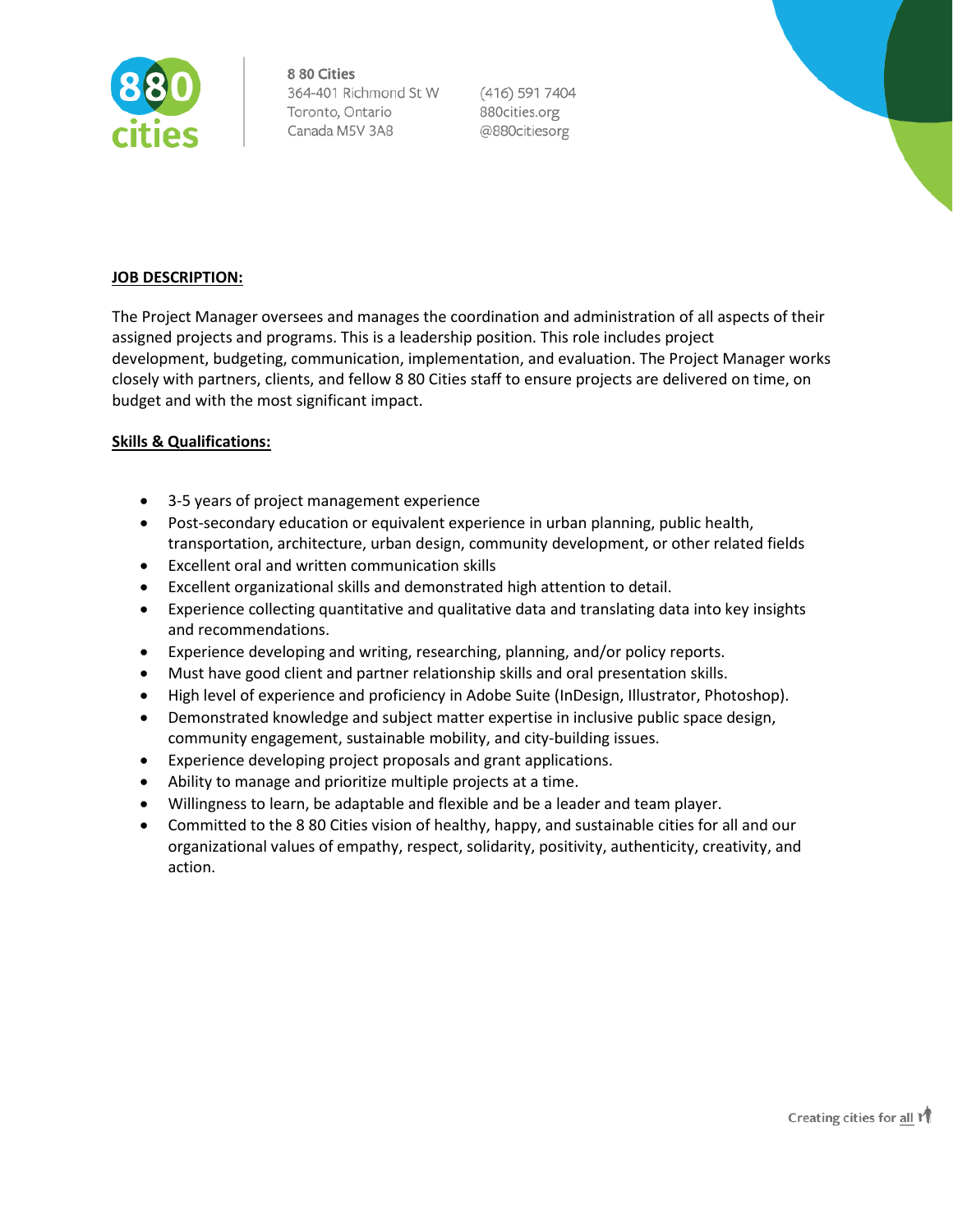8 80 Cities
364-401 Richmond St W
Toronto, Ontario
Canada M5V 3A8

(416) 591 7404
880cities.org
@880citiesorg

**JOB DESCRIPTION:**

The Project Manager oversees and manages the coordination and administration of all aspects of their assigned projects and programs. This is a leadership position. This role includes project development, budgeting, communication, implementation, and evaluation. The Project Manager works closely with partners, clients, and fellow 8 80 Cities staff to ensure projects are delivered on time, on budget and with the most significant impact.

**Skills & Qualifications:**

- 3-5 years of project management experience
- Post-secondary education or equivalent experience in urban planning, public health, transportation, architecture, urban design, community development, or other related fields
- Excellent oral and written communication skills
- Excellent organizational skills and demonstrated high attention to detail.
- Experience collecting quantitative and qualitative data and translating data into key insights and recommendations.
- Experience developing and writing, researching, planning, and/or policy reports.
- Must have good client and partner relationship skills and oral presentation skills.
- High level of experience and proficiency in Adobe Suite (InDesign, Illustrator, Photoshop).
- Demonstrated knowledge and subject matter expertise in inclusive public space design, community engagement, sustainable mobility, and city-building issues.
- Experience developing project proposals and grant applications.
- Ability to manage and prioritize multiple projects at a time.
- Willingness to learn, be adaptable and flexible and be a leader and team player.
- Committed to the 8 80 Cities vision of healthy, happy, and sustainable cities for all and our organizational values of empathy, respect, solidarity, positivity, authenticity, creativity, and action.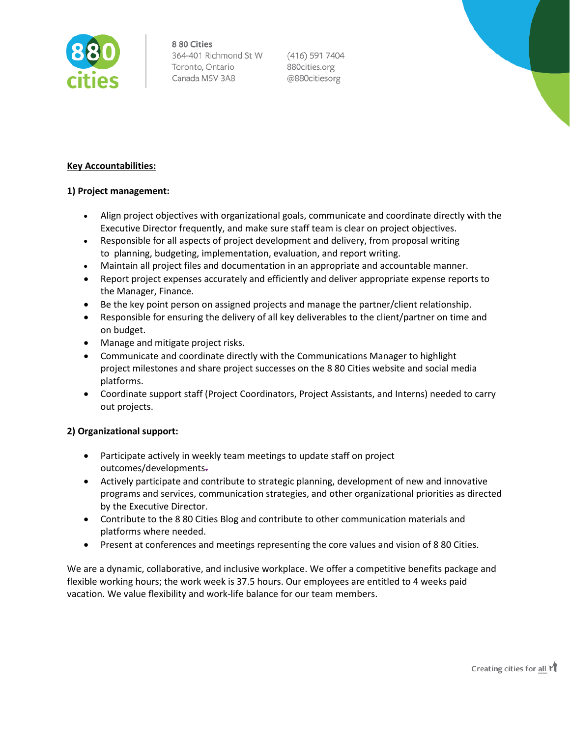**Key Accountabilities:**

**1) Project management:**

- Align project objectives with organizational goals, communicate and coordinate directly with the Executive Director frequently, and make sure staff team is clear on project objectives.
- Responsible for all aspects of project development and delivery, from proposal writing to planning, budgeting, implementation, evaluation, and report writing.
- Maintain all project files and documentation in an appropriate and accountable manner.
- Report project expenses accurately and efficiently and deliver appropriate expense reports to the Manager, Finance.
- Be the key point person on assigned projects and manage the partner/client relationship.
- Responsible for ensuring the delivery of all key deliverables to the client/partner on time and on budget.
- Manage and mitigate project risks.
- Communicate and coordinate directly with the Communications Manager to highlight project milestones and share project successes on the 8 80 Cities website and social media platforms.
- Coordinate support staff (Project Coordinators, Project Assistants, and Interns) needed to carry out projects.

**2) Organizational support:**

- Participate actively in weekly team meetings to update staff on project outcomes/developments.
- Actively participate and contribute to strategic planning, development of new and innovative programs and services, communication strategies, and other organizational priorities as directed by the Executive Director.
- Contribute to the 8 80 Cities Blog and contribute to other communication materials and platforms where needed.
- Present at conferences and meetings representing the core values and vision of 8 80 Cities.

We are a dynamic, collaborative, and inclusive workplace. We offer a competitive benefits package and flexible working hours; the work week is 37.5 hours. Our employees are entitled to 4 weeks paid vacation. We value flexibility and work-life balance for our team members.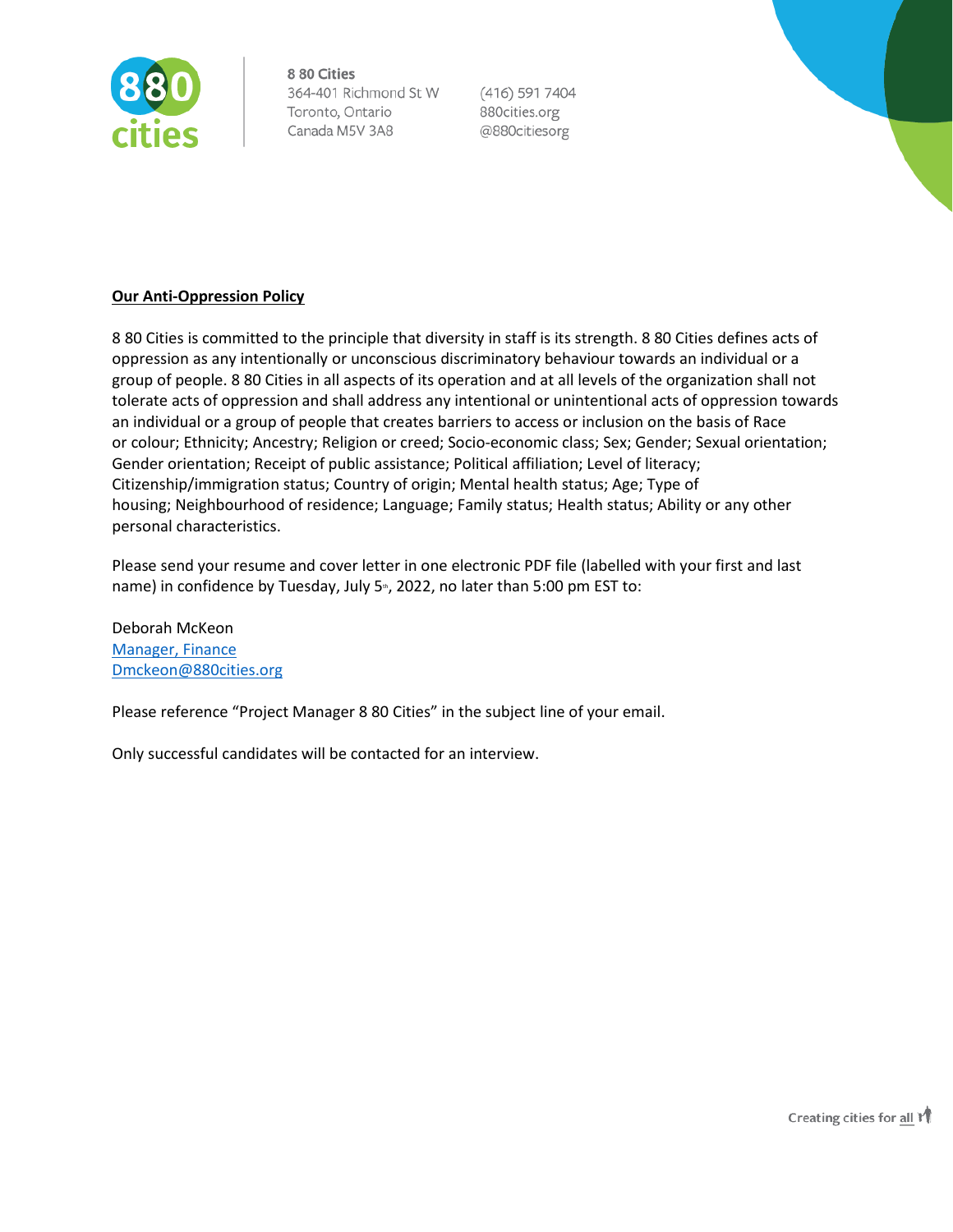**Our Anti-Oppression Policy**

8 80 Cities is committed to the principle that diversity in staff is its strength. 8 80 Cities defines acts of oppression as any intentionally or unconscious discriminatory behaviour towards an individual or a group of people. 8 80 Cities in all aspects of its operation and at all levels of the organization shall not tolerate acts of oppression and shall address any intentional or unintentional acts of oppression towards an individual or a group of people that creates barriers to access or inclusion on the basis of Race or colour; Ethnicity; Ancestry; Religion or creed; Socio-economic class; Sex; Gender; Sexual orientation; Gender orientation; Receipt of public assistance; Political affiliation; Level of literacy; Citizenship/immigration status; Country of origin; Mental health status; Age; Type of housing; Neighbourhood of residence; Language; Family status; Health status; Ability or any other personal characteristics.

Please send your resume and cover letter in one electronic PDF file (labelled with your first and last name) in confidence by Tuesday, July 5th, 2022, no later than 5:00 pm EST to:

Deborah McKeon
Manager, Finance
Dmckeon@880cities.org

Please reference "Project Manager 8 80 Cities" in the subject line of your email.

Only successful candidates will be contacted for an interview.